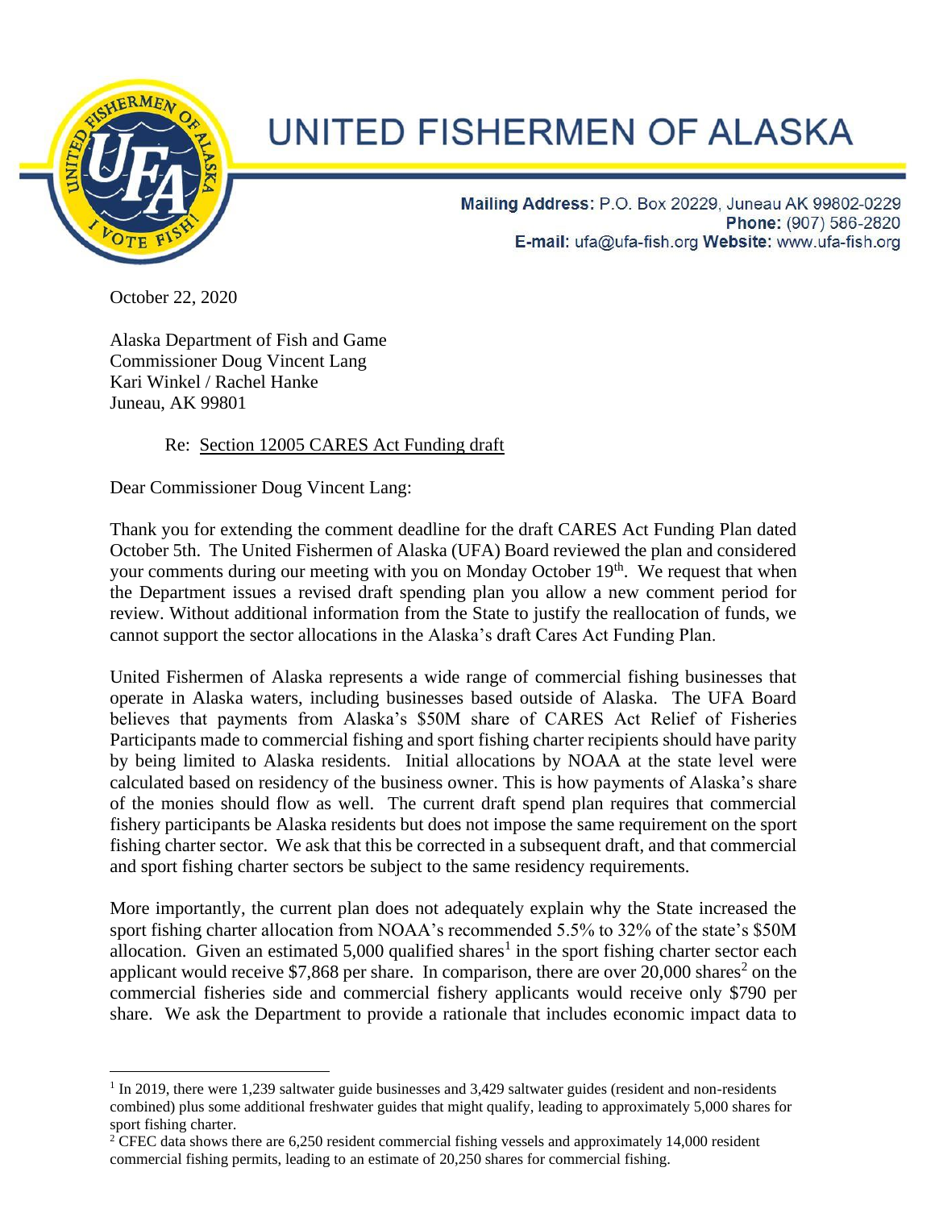# UNITED FISHERMEN OF ALASKA

**Mailing Address:** P.O. Box 20229, Juneau AK 99802-0229
**Phone:** (907) 586-2820
**E-mail:** ufa@ufa-fish.org **Website:** www.ufa-fish.org

October 22, 2020

Alaska Department of Fish and Game
Commissioner Doug Vincent Lang
Kari Winkel / Rachel Hanke
Juneau, AK 99801

Re: Section 12005 CARES Act Funding draft

Dear Commissioner Doug Vincent Lang:

Thank you for extending the comment deadline for the draft CARES Act Funding Plan dated October 5th. The United Fishermen of Alaska (UFA) Board reviewed the plan and considered your comments during our meeting with you on Monday October 19th. We request that when the Department issues a revised draft spending plan you allow a new comment period for review. Without additional information from the State to justify the reallocation of funds, we cannot support the sector allocations in the Alaska's draft Cares Act Funding Plan.

United Fishermen of Alaska represents a wide range of commercial fishing businesses that operate in Alaska waters, including businesses based outside of Alaska. The UFA Board believes that payments from Alaska's $50M share of CARES Act Relief of Fisheries Participants made to commercial fishing and sport fishing charter recipients should have parity by being limited to Alaska residents. Initial allocations by NOAA at the state level were calculated based on residency of the business owner. This is how payments of Alaska's share of the monies should flow as well. The current draft spend plan requires that commercial fishery participants be Alaska residents but does not impose the same requirement on the sport fishing charter sector. We ask that this be corrected in a subsequent draft, and that commercial and sport fishing charter sectors be subject to the same residency requirements.

More importantly, the current plan does not adequately explain why the State increased the sport fishing charter allocation from NOAA's recommended 5.5% to 32% of the state's $50M allocation. Given an estimated 5,000 qualified shares[1] in the sport fishing charter sector each applicant would receive $7,868 per share. In comparison, there are over 20,000 shares[2] on the commercial fisheries side and commercial fishery applicants would receive only $790 per share. We ask the Department to provide a rationale that includes economic impact data to

---

[1] In 2019, there were 1,239 saltwater guide businesses and 3,429 saltwater guides (resident and non-residents combined) plus some additional freshwater guides that might qualify, leading to approximately 5,000 shares for sport fishing charter.

[2] CFEC data shows there are 6,250 resident commercial fishing vessels and approximately 14,000 resident commercial fishing permits, leading to an estimate of 20,250 shares for commercial fishing.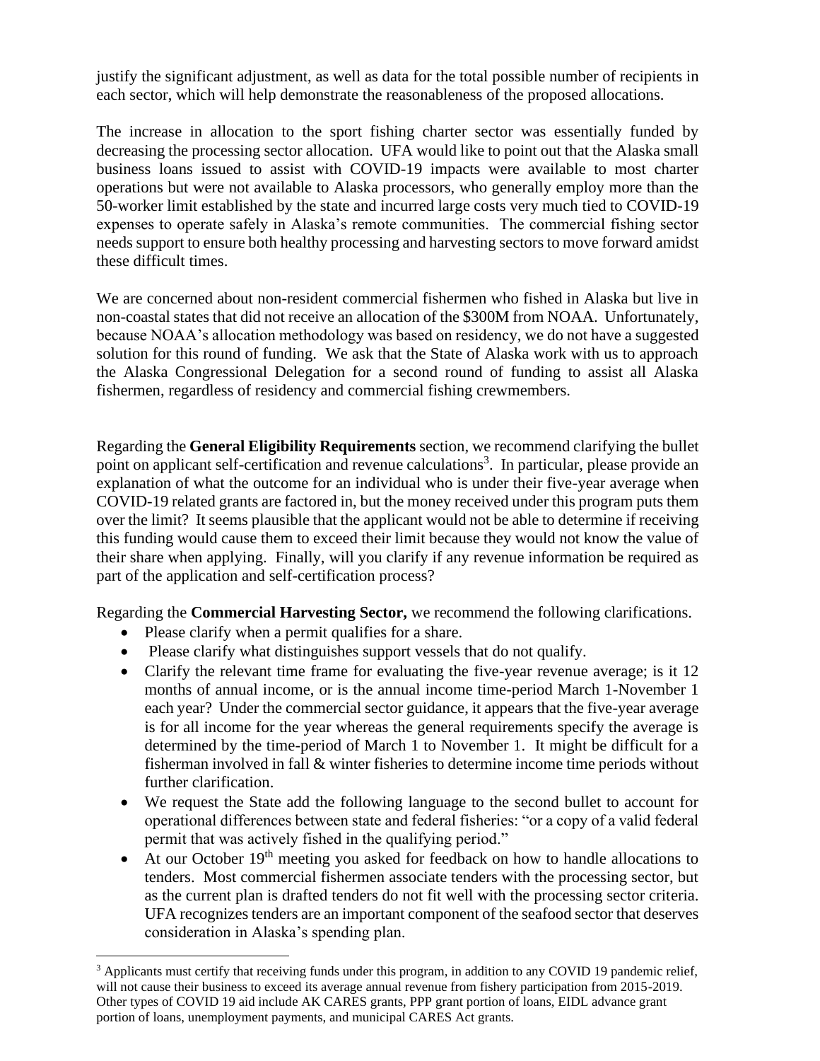justify the significant adjustment, as well as data for the total possible number of recipients in each sector, which will help demonstrate the reasonableness of the proposed allocations.

The increase in allocation to the sport fishing charter sector was essentially funded by decreasing the processing sector allocation. UFA would like to point out that the Alaska small business loans issued to assist with COVID-19 impacts were available to most charter operations but were not available to Alaska processors, who generally employ more than the 50-worker limit established by the state and incurred large costs very much tied to COVID-19 expenses to operate safely in Alaska's remote communities. The commercial fishing sector needs support to ensure both healthy processing and harvesting sectors to move forward amidst these difficult times.

We are concerned about non-resident commercial fishermen who fished in Alaska but live in non-coastal states that did not receive an allocation of the $300M from NOAA. Unfortunately, because NOAA's allocation methodology was based on residency, we do not have a suggested solution for this round of funding. We ask that the State of Alaska work with us to approach the Alaska Congressional Delegation for a second round of funding to assist all Alaska fishermen, regardless of residency and commercial fishing crewmembers.

Regarding the **General Eligibility Requirements** section, we recommend clarifying the bullet point on applicant self-certification and revenue calculations[3]. In particular, please provide an explanation of what the outcome for an individual who is under their five-year average when COVID-19 related grants are factored in, but the money received under this program puts them over the limit? It seems plausible that the applicant would not be able to determine if receiving this funding would cause them to exceed their limit because they would not know the value of their share when applying. Finally, will you clarify if any revenue information be required as part of the application and self-certification process?

Regarding the **Commercial Harvesting Sector,** we recommend the following clarifications.

- Please clarify when a permit qualifies for a share.
- Please clarify what distinguishes support vessels that do not qualify.
- Clarify the relevant time frame for evaluating the five-year revenue average; is it 12 months of annual income, or is the annual income time-period March 1-November 1 each year? Under the commercial sector guidance, it appears that the five-year average is for all income for the year whereas the general requirements specify the average is determined by the time-period of March 1 to November 1. It might be difficult for a fisherman involved in fall & winter fisheries to determine income time periods without further clarification.
- We request the State add the following language to the second bullet to account for operational differences between state and federal fisheries: "or a copy of a valid federal permit that was actively fished in the qualifying period."
- At our October 19th meeting you asked for feedback on how to handle allocations to tenders. Most commercial fishermen associate tenders with the processing sector, but as the current plan is drafted tenders do not fit well with the processing sector criteria. UFA recognizes tenders are an important component of the seafood sector that deserves consideration in Alaska's spending plan.

[3] Applicants must certify that receiving funds under this program, in addition to any COVID 19 pandemic relief, will not cause their business to exceed its average annual revenue from fishery participation from 2015-2019. Other types of COVID 19 aid include AK CARES grants, PPP grant portion of loans, EIDL advance grant portion of loans, unemployment payments, and municipal CARES Act grants.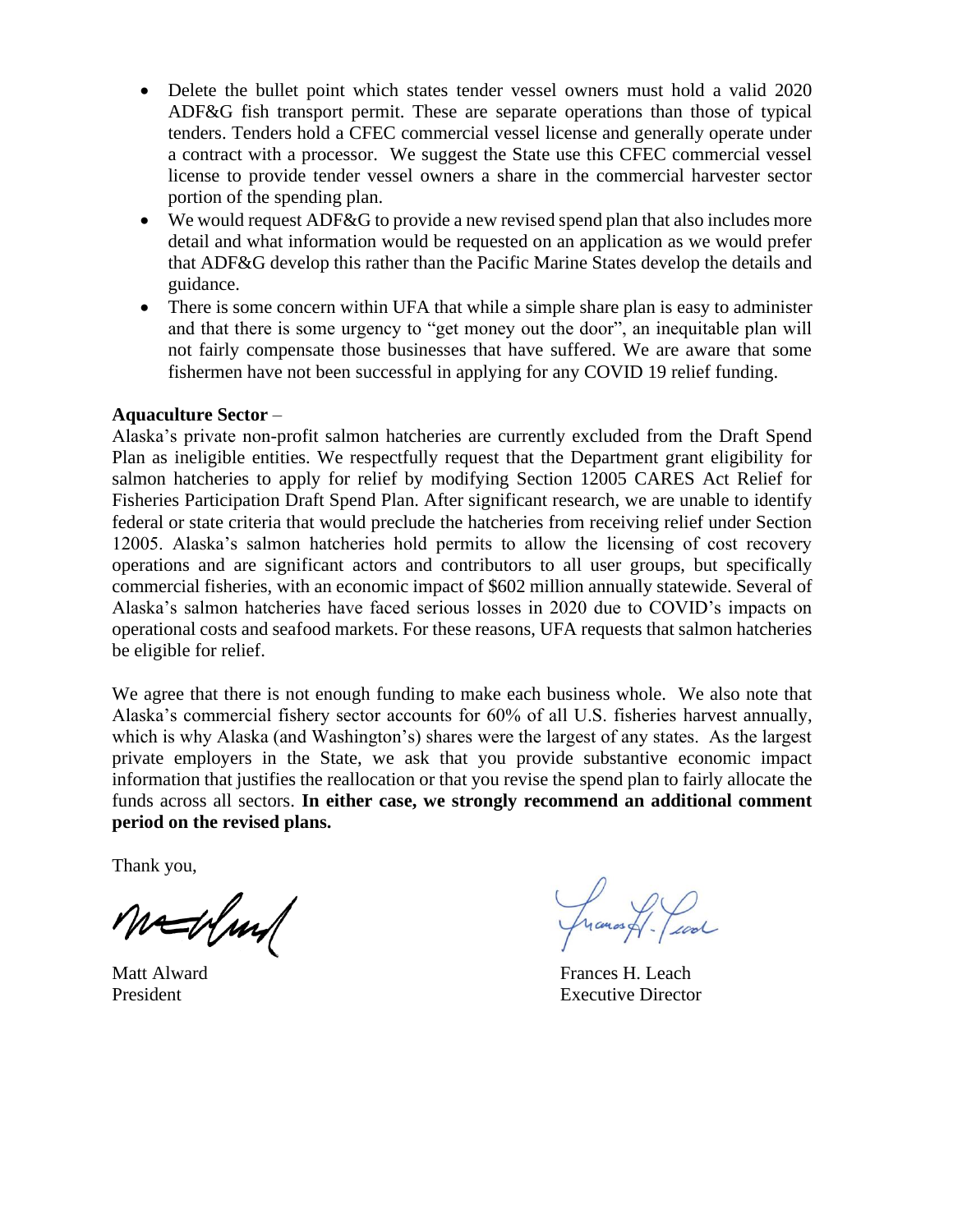- Delete the bullet point which states tender vessel owners must hold a valid 2020 ADF&G fish transport permit. These are separate operations than those of typical tenders. Tenders hold a CFEC commercial vessel license and generally operate under a contract with a processor. We suggest the State use this CFEC commercial vessel license to provide tender vessel owners a share in the commercial harvester sector portion of the spending plan.
- We would request ADF&G to provide a new revised spend plan that also includes more detail and what information would be requested on an application as we would prefer that ADF&G develop this rather than the Pacific Marine States develop the details and guidance.
- There is some concern within UFA that while a simple share plan is easy to administer and that there is some urgency to "get money out the door", an inequitable plan will not fairly compensate those businesses that have suffered. We are aware that some fishermen have not been successful in applying for any COVID 19 relief funding.

**Aquaculture Sector** –

Alaska's private non-profit salmon hatcheries are currently excluded from the Draft Spend Plan as ineligible entities. We respectfully request that the Department grant eligibility for salmon hatcheries to apply for relief by modifying Section 12005 CARES Act Relief for Fisheries Participation Draft Spend Plan. After significant research, we are unable to identify federal or state criteria that would preclude the hatcheries from receiving relief under Section 12005. Alaska's salmon hatcheries hold permits to allow the licensing of cost recovery operations and are significant actors and contributors to all user groups, but specifically commercial fisheries, with an economic impact of $602 million annually statewide. Several of Alaska's salmon hatcheries have faced serious losses in 2020 due to COVID's impacts on operational costs and seafood markets. For these reasons, UFA requests that salmon hatcheries be eligible for relief.

We agree that there is not enough funding to make each business whole. We also note that Alaska's commercial fishery sector accounts for 60% of all U.S. fisheries harvest annually, which is why Alaska (and Washington's) shares were the largest of any states. As the largest private employers in the State, we ask that you provide substantive economic impact information that justifies the reallocation or that you revise the spend plan to fairly allocate the funds across all sectors. **In either case, we strongly recommend an additional comment period on the revised plans.**

Thank you,

Matt Alward
President

Frances H. Leach
Executive Director